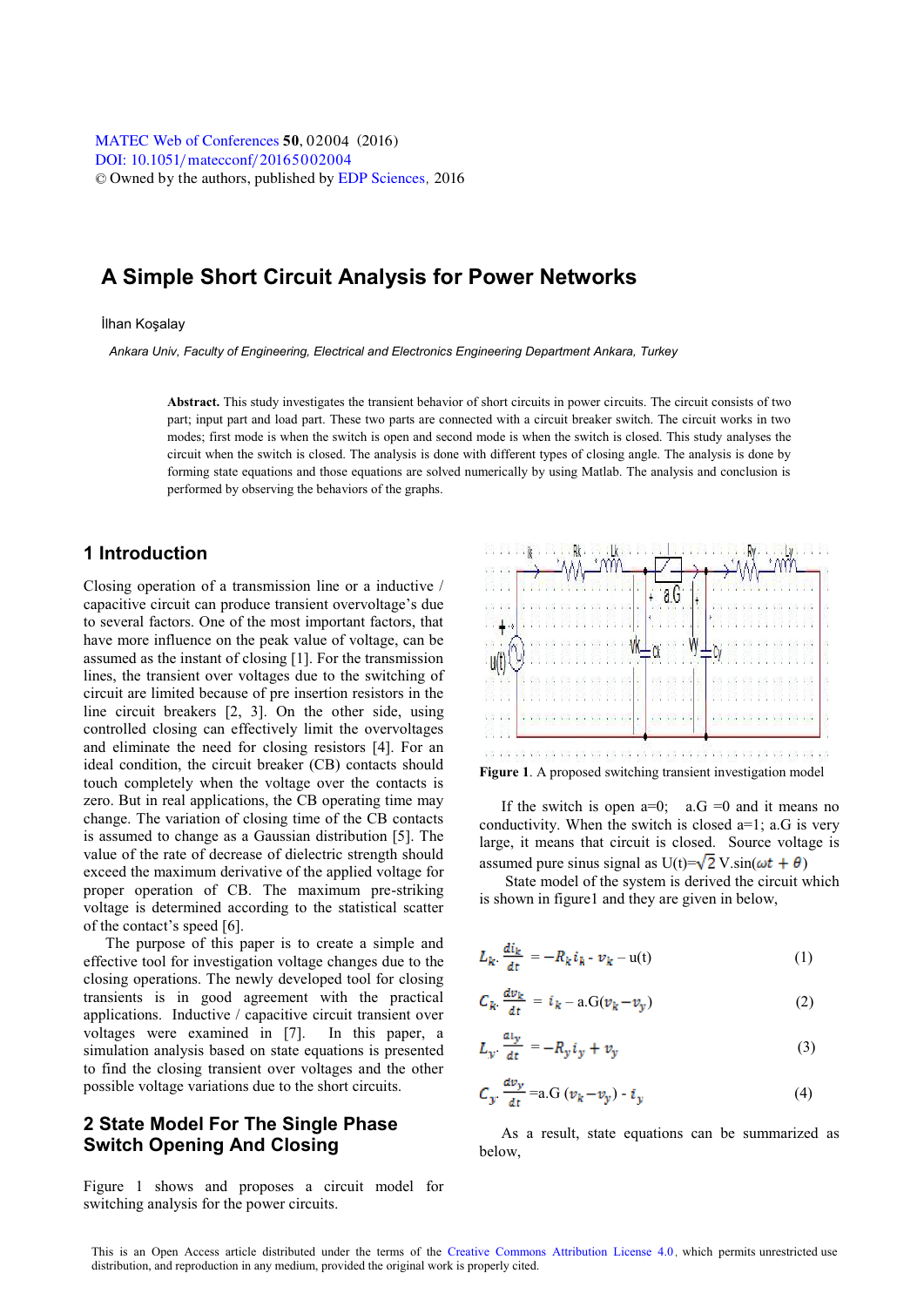MATEC Web of Conferences **50**, 02004 (2016)
DOI: 10.1051/matecconf/20165002004
© Owned by the authors, published by EDP Sciences, 2016

# A Simple Short Circuit Analysis for Power Networks

İlhan Koşalay

*Ankara Univ, Faculty of Engineering, Electrical and Electronics Engineering Department Ankara, Turkey*

**Abstract.** This study investigates the transient behavior of short circuits in power circuits. The circuit consists of two part; input part and load part. These two parts are connected with a circuit breaker switch. The circuit works in two modes; first mode is when the switch is open and second mode is when the switch is closed. This study analyses the circuit when the switch is closed. The analysis is done with different types of closing angle. The analysis is done by forming state equations and those equations are solved numerically by using Matlab. The analysis and conclusion is performed by observing the behaviors of the graphs.

## 1 Introduction

Closing operation of a transmission line or a inductive / capacitive circuit can produce transient overvoltage's due to several factors. One of the most important factors, that have more influence on the peak value of voltage, can be assumed as the instant of closing [1]. For the transmission lines, the transient over voltages due to the switching of circuit are limited because of pre insertion resistors in the line circuit breakers [2, 3]. On the other side, using controlled closing can effectively limit the overvoltages and eliminate the need for closing resistors [4]. For an ideal condition, the circuit breaker (CB) contacts should touch completely when the voltage over the contacts is zero. But in real applications, the CB operating time may change. The variation of closing time of the CB contacts is assumed to change as a Gaussian distribution [5]. The value of the rate of decrease of dielectric strength should exceed the maximum derivative of the applied voltage for proper operation of CB. The maximum pre-striking voltage is determined according to the statistical scatter of the contact's speed [6].

The purpose of this paper is to create a simple and effective tool for investigation voltage changes due to the closing operations. The newly developed tool for closing transients is in good agreement with the practical applications. Inductive / capacitive circuit transient over voltages were examined in [7]. In this paper, a simulation analysis based on state equations is presented to find the closing transient over voltages and the other possible voltage variations due to the short circuits.

## 2 State Model For The Single Phase Switch Opening And Closing

Figure 1 shows and proposes a circuit model for switching analysis for the power circuits.

Ik Rk Lk a.G Ry Ly U(t) Vk Ck Vy Cy

**Figure 1**. A proposed switching transient investigation model

If the switch is open a=0; a.G =0 and it means no conductivity. When the switch is closed a=1; a.G is very large, it means that circuit is closed. Source voltage is assumed pure sinus signal as $U(t)=\sqrt{2}\,V.\sin(\omega t+\theta)$

State model of the system is derived the circuit which is shown in figure1 and they are given in below,

$$L_k.\frac{di_k}{dt} = -R_k i_k - v_k - u(t) \qquad (1)$$

$$C_k.\frac{dv_k}{dt} = i_k - a.G(v_k - v_y) \qquad (2)$$

$$L_y.\frac{di_y}{dt} = -R_y i_y + v_y \qquad (3)$$

$$C_y.\frac{dv_y}{dt} = a.G\,(v_k - v_y) - i_y \qquad (4)$$

As a result, state equations can be summarized as below,

This is an Open Access article distributed under the terms of the Creative Commons Attribution License 4.0, which permits unrestricted use distribution, and reproduction in any medium, provided the original work is properly cited.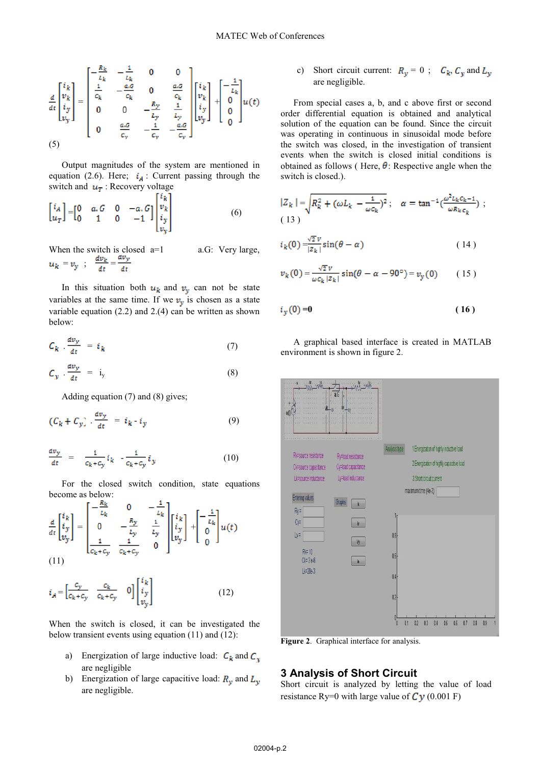$$\frac{d}{dt}\begin{bmatrix} i_k \\ v_k \\ i_y \\ v_y \end{bmatrix} = \begin{bmatrix} -\frac{R_k}{L_k} & -\frac{1}{L_k} & 0 & 0 \\ \frac{1}{C_k} & -\frac{a.G}{C_k} & 0 & \frac{a.G}{C_k} \\ 0 & 0 & -\frac{R_y}{L_y} & \frac{1}{L_y} \\ 0 & \frac{a.G}{C_y} & -\frac{1}{C_y} & -\frac{a.G}{C_y} \end{bmatrix} \begin{bmatrix} i_k \\ v_k \\ i_y \\ v_y \end{bmatrix} + \begin{bmatrix} -\frac{1}{L_k} \\ 0 \\ 0 \\ 0 \end{bmatrix} u(t)$$

(5)

Output magnitudes of the system are mentioned in equation (2.6). Here; $i_A$ : Current passing through the switch and $u_T$ : Recovery voltage

$$\begin{bmatrix} i_A \\ u_T \end{bmatrix} = \begin{bmatrix} 0 & a.G & 0 & -a.G \\ 0 & 1 & 0 & -1 \end{bmatrix} \begin{bmatrix} i_k \\ v_k \\ i_y \\ v_y \end{bmatrix} \quad (6)$$

When the switch is closed a=1 a.G: Very large, $u_k = v_y$ ; $\frac{dv_k}{dt} = \frac{dv_y}{dt}$

In this situation both $u_k$ and $v_y$ can not be state variables at the same time. If we $v_y$ is chosen as a state variable equation (2.2) and 2.(4) can be written as shown below:

$$C_k \cdot \frac{dv_y}{dt} = i_k \quad (7)$$

$$C_y \cdot \frac{dv_y}{dt} = i_y \quad (8)$$

Adding equation (7) and (8) gives;

$$(C_k + C_y) \cdot \frac{dv_y}{dt} = i_k - i_y \quad (9)$$

$$\frac{dv_y}{dt} = \frac{1}{C_k+C_y} i_k - \frac{1}{C_k+C_y} i_y \quad (10)$$

For the closed switch condition, state equations become as below:

$$\frac{d}{dt}\begin{bmatrix} i_k \\ i_y \\ v_y \end{bmatrix} = \begin{bmatrix} -\frac{R_k}{L_k} & 0 & -\frac{1}{L_k} \\ 0 & -\frac{R_y}{L_y} & \frac{1}{L_y} \\ \frac{1}{C_k+C_y} & \frac{1}{C_k+C_y} & 0 \end{bmatrix} \begin{bmatrix} i_k \\ i_y \\ v_y \end{bmatrix} + \begin{bmatrix} -\frac{1}{L_k} \\ 0 \\ 0 \end{bmatrix} u(t)$$

(11)

$$i_A = \begin{bmatrix} \frac{C_y}{C_k+C_y} & \frac{C_k}{C_k+C_y} & 0 \end{bmatrix} \begin{bmatrix} i_k \\ i_y \\ v_y \end{bmatrix} \quad (12)$$

When the switch is closed, it can be investigated the below transient events using equation (11) and (12):

a) Energization of large inductive load: $C_k$ and $C_y$ are negligible
b) Energization of large capacitive load: $R_y$ and $L_y$ are negligible.
c) Short circuit current: $R_y = 0$ ; $C_k$, $C_y$ and $L_y$ are negligible.

From special cases a, b, and c above first or second order differential equation is obtained and analytical solution of the equation can be found. Since the circuit was operating in continuous in sinusoidal mode before the switch was closed, in the investigation of transient events when the switch is closed initial conditions is obtained as follows ( Here, $\theta$: Respective angle when the switch is closed.).

$$|Z_k| = \sqrt{R_k^2 + (\omega L_k - \frac{1}{\omega C_k})^2} \; ; \quad \alpha = \tan^{-1}\left(\frac{\omega^2 L_k C_k - 1}{\omega R_k C_k}\right) \; ;$$

( 13 )

$$i_k(0) = \frac{\sqrt{2}\, V}{|Z_k|} \sin(\theta - \alpha) \quad ( 14 )$$

$$v_k(0) = \frac{\sqrt{2}\, V}{\omega C_k |Z_k|} \sin(\theta - \alpha - 90^\circ) = v_y(0) \quad ( 15 )$$

$$i_y(0) = 0 \quad \mathbf{( 16 )}$$

A graphical based interface is created in MATLAB environment is shown in figure 2.

**Figure 2.** Graphical interface for analysis.

## 3 Analysis of Short Circuit

Short circuit is analyzed by letting the value of load resistance Ry=0 with large value of $Cy$ (0.001 F)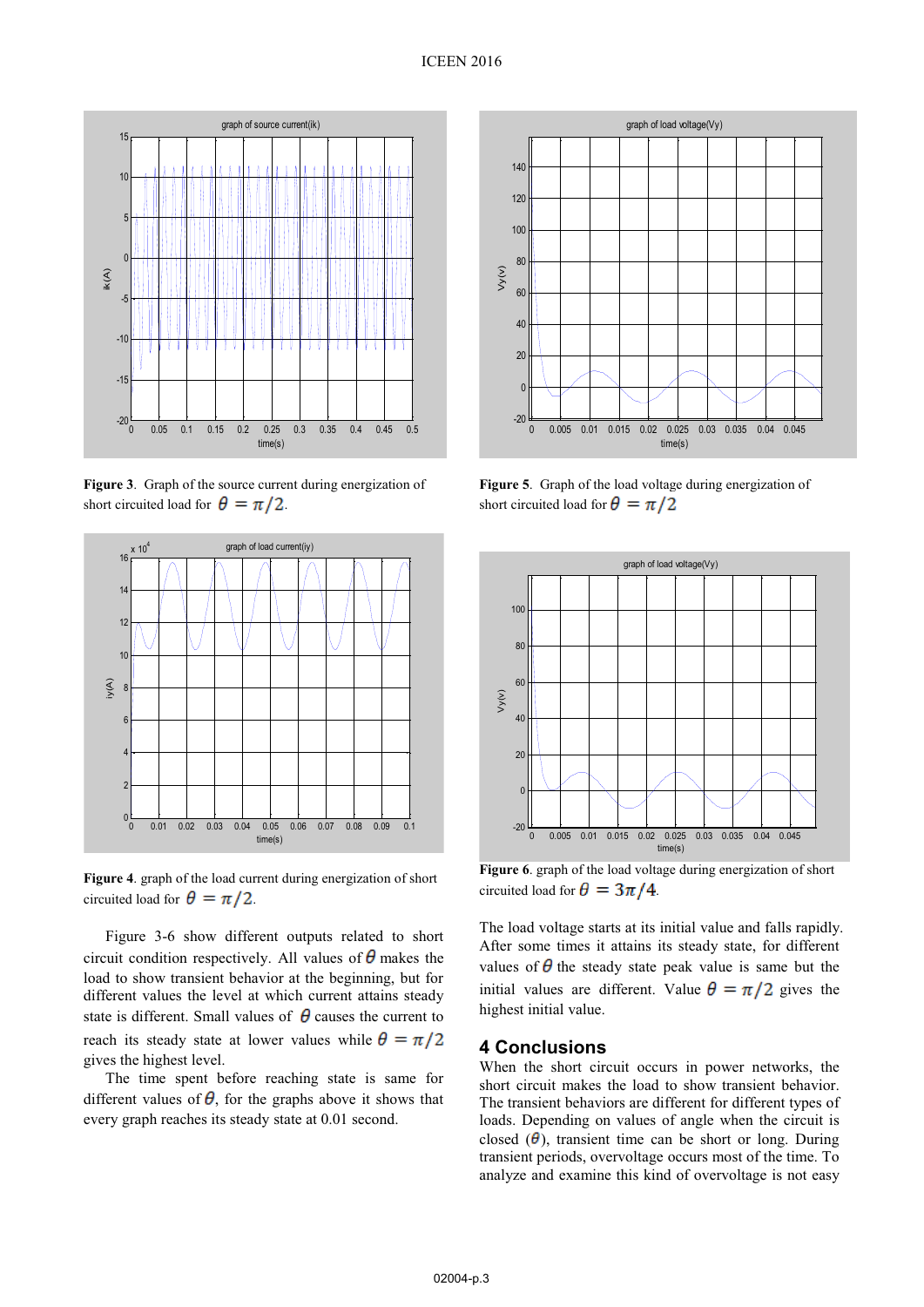graph of source current(ik)

ik(A)

15
10
5
0
-5
-10
-15
-20

0 0.05 0.1 0.15 0.2 0.25 0.3 0.35 0.4 0.45 0.5

time(s)

**Figure 3**. Graph of the source current during energization of short circuited load for $\theta = \pi/2$.

x $10^4$

graph of load current(iy)

iy(A)

16
14
12
10
8
6
4
2
0

0 0.01 0.02 0.03 0.04 0.05 0.06 0.07 0.08 0.09 0.1

time(s)

**Figure 4**. graph of the load current during energization of short circuited load for $\theta = \pi/2$.

graph of load voltage(Vy)

Vy(v)

140
120
100
80
60
40
20
0
-20

0 0.005 0.01 0.015 0.02 0.025 0.03 0.035 0.04 0.045

time(s)

**Figure 5**. Graph of the load voltage during energization of short circuited load for $\theta = \pi/2$

graph of load voltage(Vy)

Vy(v)

100
80
60
40
20
0
-20

0 0.005 0.01 0.015 0.02 0.025 0.03 0.035 0.04 0.045

time(s)

**Figure 6**. graph of the load voltage during energization of short circuited load for $\theta = 3\pi/4$.

Figure 3-6 show different outputs related to short circuit condition respectively. All values of $\theta$ makes the load to show transient behavior at the beginning, but for different values the level at which current attains steady state is different. Small values of $\theta$ causes the current to reach its steady state at lower values while $\theta = \pi/2$ gives the highest level.

The time spent before reaching state is same for different values of $\theta$, for the graphs above it shows that every graph reaches its steady state at 0.01 second.

The load voltage starts at its initial value and falls rapidly. After some times it attains its steady state, for different values of $\theta$ the steady state peak value is same but the initial values are different. Value $\theta = \pi/2$ gives the highest initial value.

## 4 Conclusions

When the short circuit occurs in power networks, the short circuit makes the load to show transient behavior. The transient behaviors are different for different types of loads. Depending on values of angle when the circuit is closed ($\theta$), transient time can be short or long. During transient periods, overvoltage occurs most of the time. To analyze and examine this kind of overvoltage is not easy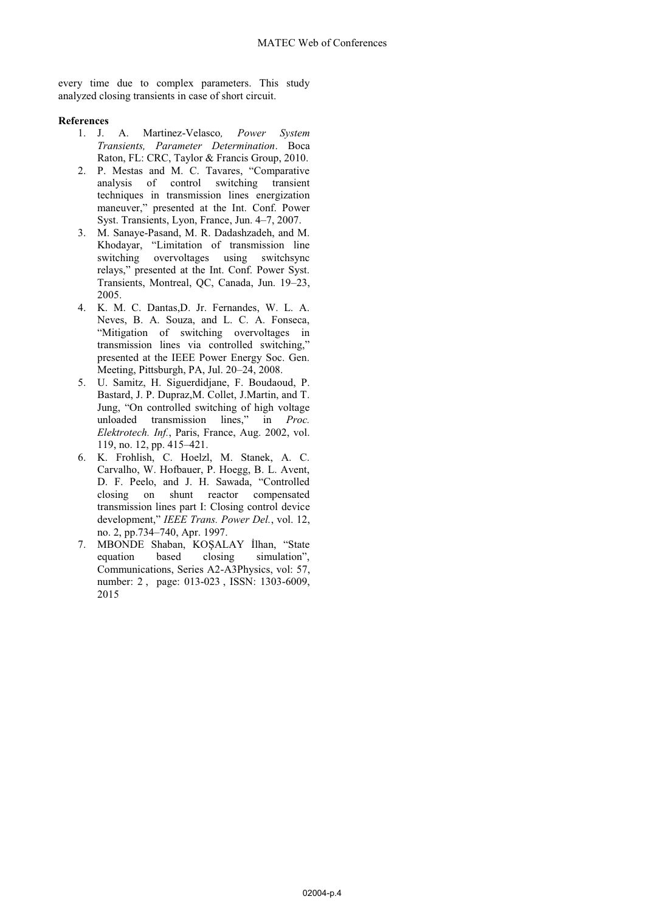every time due to complex parameters. This study analyzed closing transients in case of short circuit.

**References**

1. J. A. Martinez-Velasco*, Power System Transients, Parameter Determination*. Boca Raton, FL: CRC, Taylor & Francis Group, 2010.
2. P. Mestas and M. C. Tavares, "Comparative analysis of control switching transient techniques in transmission lines energization maneuver," presented at the Int. Conf. Power Syst. Transients, Lyon, France, Jun. 4–7, 2007.
3. M. Sanaye-Pasand, M. R. Dadashzadeh, and M. Khodayar, "Limitation of transmission line switching overvoltages using switchsync relays," presented at the Int. Conf. Power Syst. Transients, Montreal, QC, Canada, Jun. 19–23, 2005.
4. K. M. C. Dantas,D. Jr. Fernandes, W. L. A. Neves, B. A. Souza, and L. C. A. Fonseca, "Mitigation of switching overvoltages in transmission lines via controlled switching," presented at the IEEE Power Energy Soc. Gen. Meeting, Pittsburgh, PA, Jul. 20–24, 2008.
5. U. Samitz, H. Siguerdidjane, F. Boudaoud, P. Bastard, J. P. Dupraz,M. Collet, J.Martin, and T. Jung, "On controlled switching of high voltage unloaded transmission lines," in *Proc. Elektrotech. Inf.*, Paris, France, Aug. 2002, vol. 119, no. 12, pp. 415–421.
6. K. Frohlish, C. Hoelzl, M. Stanek, A. C. Carvalho, W. Hofbauer, P. Hoegg, B. L. Avent, D. F. Peelo, and J. H. Sawada, "Controlled closing on shunt reactor compensated transmission lines part I: Closing control device development," *IEEE Trans. Power Del.*, vol. 12, no. 2, pp.734–740, Apr. 1997.
7. MBONDE Shaban, KOŞALAY İlhan, "State equation based closing simulation", Communications, Series A2-A3Physics, vol: 57, number: 2 , page: 013-023 , ISSN: 1303-6009, 2015